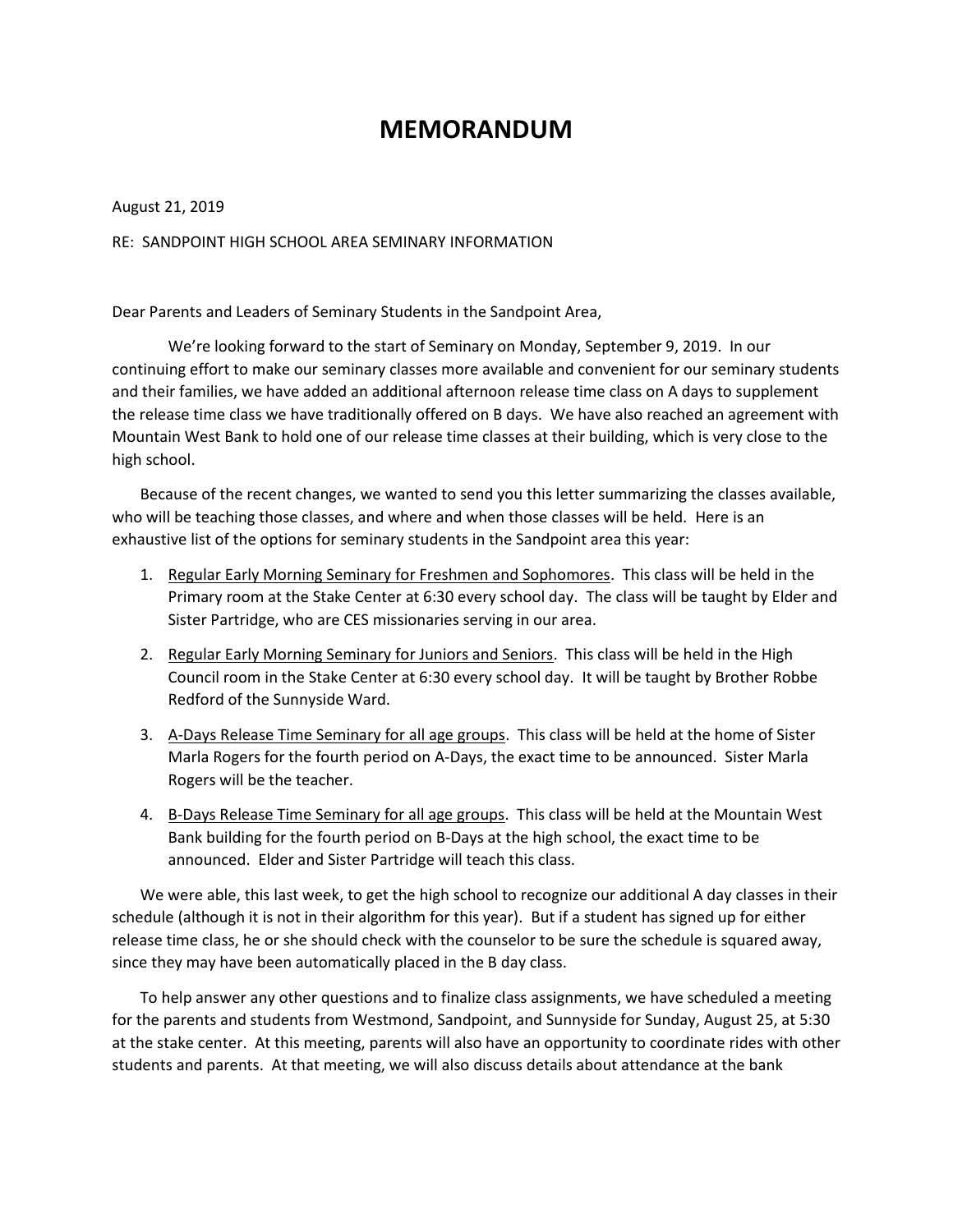# MEMORANDUM

August 21, 2019

RE: SANDPOINT HIGH SCHOOL AREA SEMINARY INFORMATION

Dear Parents and Leaders of Seminary Students in the Sandpoint Area,

We're looking forward to the start of Seminary on Monday, September 9, 2019. In our continuing effort to make our seminary classes more available and convenient for our seminary students and their families, we have added an additional afternoon release time class on A days to supplement the release time class we have traditionally offered on B days. We have also reached an agreement with Mountain West Bank to hold one of our release time classes at their building, which is very close to the high school.

Because of the recent changes, we wanted to send you this letter summarizing the classes available, who will be teaching those classes, and where and when those classes will be held. Here is an exhaustive list of the options for seminary students in the Sandpoint area this year:

1. <u>Regular Early Morning Seminary for Freshmen and Sophomores</u>. This class will be held in the Primary room at the Stake Center at 6:30 every school day. The class will be taught by Elder and Sister Partridge, who are CES missionaries serving in our area.
2. <u>Regular Early Morning Seminary for Juniors and Seniors</u>. This class will be held in the High Council room in the Stake Center at 6:30 every school day. It will be taught by Brother Robbe Redford of the Sunnyside Ward.
3. <u>A-Days Release Time Seminary for all age groups</u>. This class will be held at the home of Sister Marla Rogers for the fourth period on A-Days, the exact time to be announced. Sister Marla Rogers will be the teacher.
4. <u>B-Days Release Time Seminary for all age groups</u>. This class will be held at the Mountain West Bank building for the fourth period on B-Days at the high school, the exact time to be announced. Elder and Sister Partridge will teach this class.

We were able, this last week, to get the high school to recognize our additional A day classes in their schedule (although it is not in their algorithm for this year). But if a student has signed up for either release time class, he or she should check with the counselor to be sure the schedule is squared away, since they may have been automatically placed in the B day class.

To help answer any other questions and to finalize class assignments, we have scheduled a meeting for the parents and students from Westmond, Sandpoint, and Sunnyside for Sunday, August 25, at 5:30 at the stake center. At this meeting, parents will also have an opportunity to coordinate rides with other students and parents. At that meeting, we will also discuss details about attendance at the bank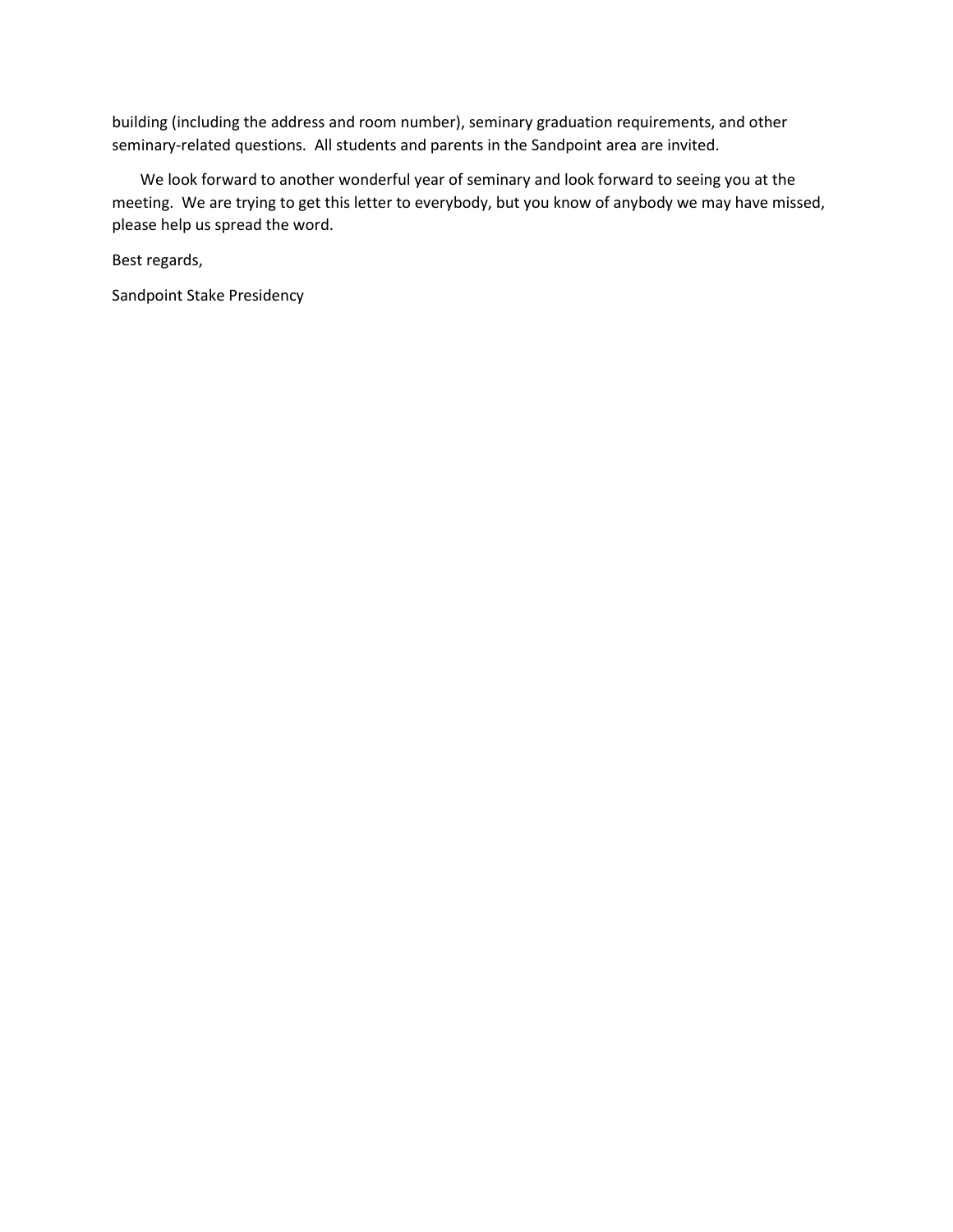building (including the address and room number), seminary graduation requirements, and other seminary-related questions. All students and parents in the Sandpoint area are invited.

We look forward to another wonderful year of seminary and look forward to seeing you at the meeting. We are trying to get this letter to everybody, but you know of anybody we may have missed, please help us spread the word.

Best regards,

Sandpoint Stake Presidency